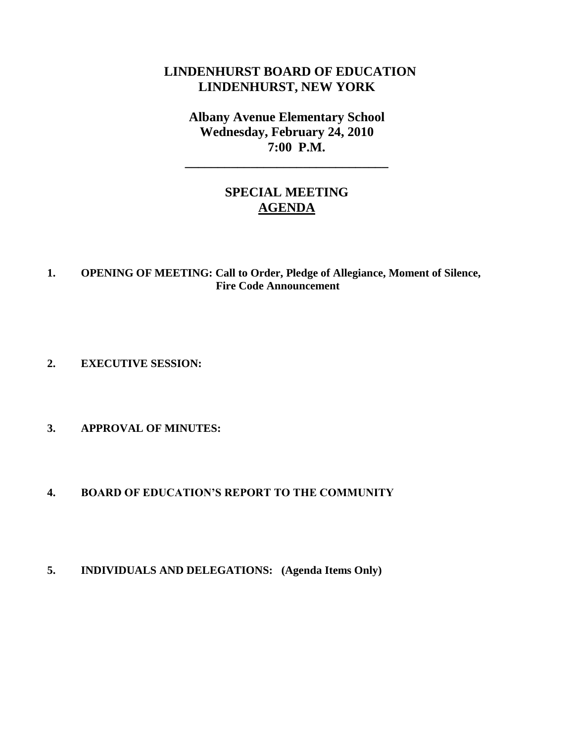# LINDENHURST BOARD OF EDUCATION
# LINDENHURST, NEW YORK

## Albany Avenue Elementary School
## Wednesday, February 24, 2010
## 7:00 P.M.

---

## SPECIAL MEETING
## AGENDA

**1. OPENING OF MEETING: Call to Order, Pledge of Allegiance, Moment of Silence, Fire Code Announcement**

**2. EXECUTIVE SESSION:**

**3. APPROVAL OF MINUTES:**

**4. BOARD OF EDUCATION'S REPORT TO THE COMMUNITY**

**5. INDIVIDUALS AND DELEGATIONS: (Agenda Items Only)**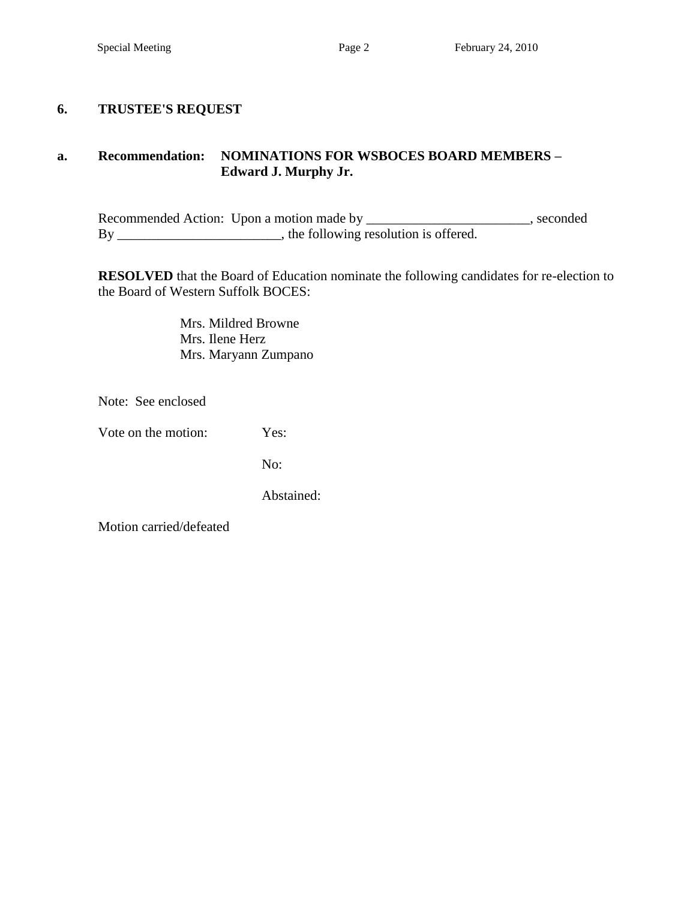## 6. TRUSTEE'S REQUEST

### a. Recommendation: NOMINATIONS FOR WSBOCES BOARD MEMBERS – Edward J. Murphy Jr.

Recommended Action: Upon a motion made by ________________________, seconded By ________________________, the following resolution is offered.

**RESOLVED** that the Board of Education nominate the following candidates for re-election to the Board of Western Suffolk BOCES:

Mrs. Mildred Browne
Mrs. Ilene Herz
Mrs. Maryann Zumpano

Note: See enclosed

Vote on the motion: Yes:

No:

Abstained:

Motion carried/defeated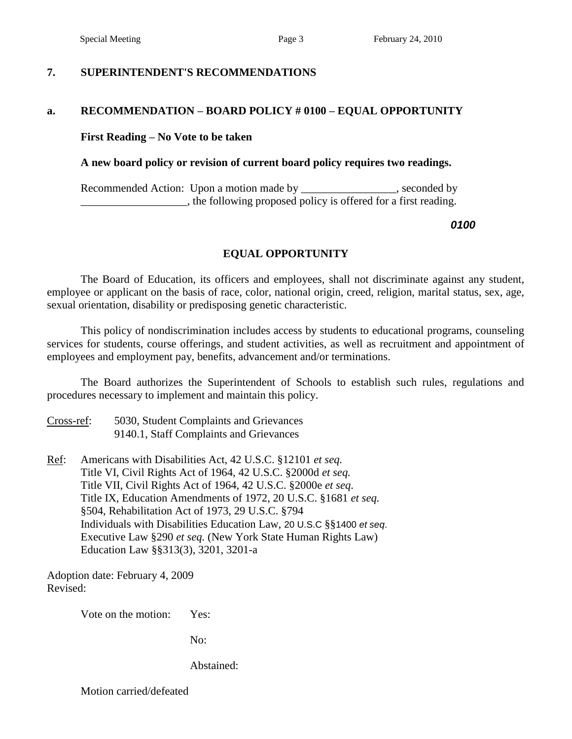## 7. SUPERINTENDENT'S RECOMMENDATIONS

### a. RECOMMENDATION – BOARD POLICY # 0100 – EQUAL OPPORTUNITY

**First Reading – No Vote to be taken**

**A new board policy or revision of current board policy requires two readings.**

Recommended Action: Upon a motion made by _________________, seconded by ___________________, the following proposed policy is offered for a first reading.

***0100***

**EQUAL OPPORTUNITY**

The Board of Education, its officers and employees, shall not discriminate against any student, employee or applicant on the basis of race, color, national origin, creed, religion, marital status, sex, age, sexual orientation, disability or predisposing genetic characteristic.

This policy of nondiscrimination includes access by students to educational programs, counseling services for students, course offerings, and student activities, as well as recruitment and appointment of employees and employment pay, benefits, advancement and/or terminations.

The Board authorizes the Superintendent of Schools to establish such rules, regulations and procedures necessary to implement and maintain this policy.

Cross-ref: 5030, Student Complaints and Grievances
9140.1, Staff Complaints and Grievances

Ref: Americans with Disabilities Act, 42 U.S.C. §12101 *et seq.*
Title VI, Civil Rights Act of 1964, 42 U.S.C. §2000d *et seq.*
Title VII, Civil Rights Act of 1964, 42 U.S.C. §2000e *et seq.*
Title IX, Education Amendments of 1972, 20 U.S.C. §1681 *et seq.*
§504, Rehabilitation Act of 1973, 29 U.S.C. §794
Individuals with Disabilities Education Law, 20 U.S.C §§1400 *et seq.*
Executive Law §290 *et seq.* (New York State Human Rights Law)
Education Law §§313(3), 3201, 3201-a

Adoption date: February 4, 2009
Revised:

Vote on the motion: Yes:

No:

Abstained:

Motion carried/defeated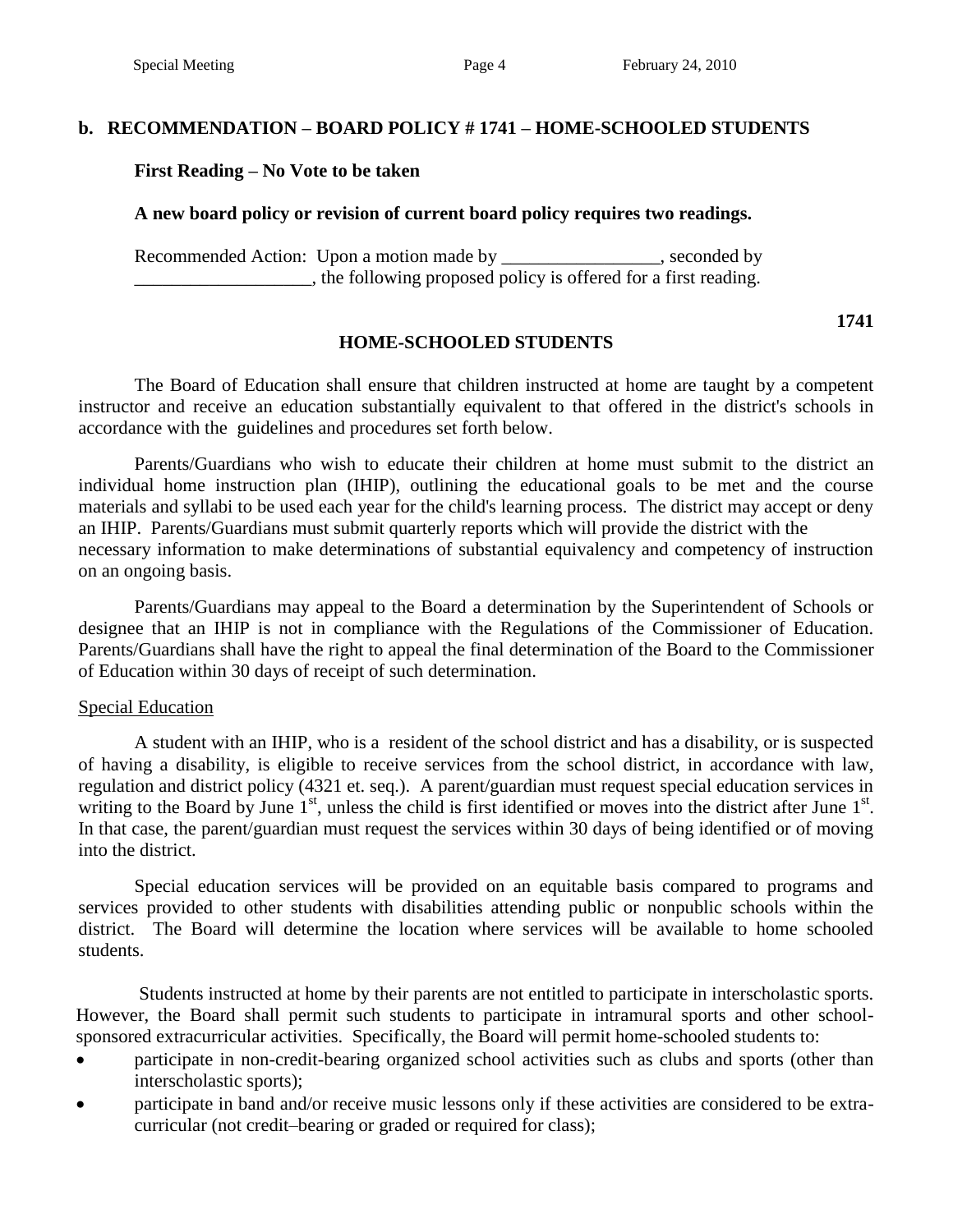## b. RECOMMENDATION – BOARD POLICY # 1741 – HOME-SCHOOLED STUDENTS

**First Reading – No Vote to be taken**

**A new board policy or revision of current board policy requires two readings.**

Recommended Action: Upon a motion made by _________________, seconded by ___________________, the following proposed policy is offered for a first reading.

**1741**

### HOME-SCHOOLED STUDENTS

The Board of Education shall ensure that children instructed at home are taught by a competent instructor and receive an education substantially equivalent to that offered in the district's schools in accordance with the guidelines and procedures set forth below.

Parents/Guardians who wish to educate their children at home must submit to the district an individual home instruction plan (IHIP), outlining the educational goals to be met and the course materials and syllabi to be used each year for the child's learning process. The district may accept or deny an IHIP. Parents/Guardians must submit quarterly reports which will provide the district with the necessary information to make determinations of substantial equivalency and competency of instruction on an ongoing basis.

Parents/Guardians may appeal to the Board a determination by the Superintendent of Schools or designee that an IHIP is not in compliance with the Regulations of the Commissioner of Education. Parents/Guardians shall have the right to appeal the final determination of the Board to the Commissioner of Education within 30 days of receipt of such determination.

<u>Special Education</u>

A student with an IHIP, who is a resident of the school district and has a disability, or is suspected of having a disability, is eligible to receive services from the school district, in accordance with law, regulation and district policy (4321 et. seq.). A parent/guardian must request special education services in writing to the Board by June 1st, unless the child is first identified or moves into the district after June 1st. In that case, the parent/guardian must request the services within 30 days of being identified or of moving into the district.

Special education services will be provided on an equitable basis compared to programs and services provided to other students with disabilities attending public or nonpublic schools within the district. The Board will determine the location where services will be available to home schooled students.

Students instructed at home by their parents are not entitled to participate in interscholastic sports. However, the Board shall permit such students to participate in intramural sports and other school-sponsored extracurricular activities. Specifically, the Board will permit home-schooled students to:

- participate in non-credit-bearing organized school activities such as clubs and sports (other than interscholastic sports);
- participate in band and/or receive music lessons only if these activities are considered to be extra-curricular (not credit–bearing or graded or required for class);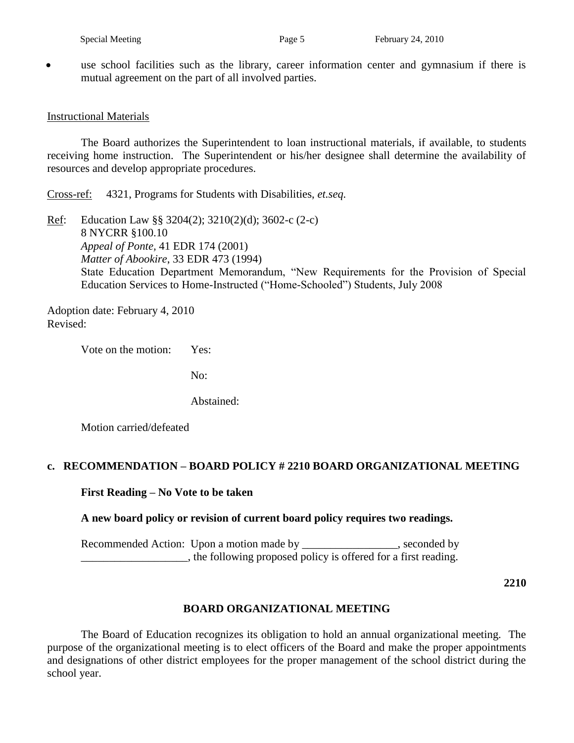- use school facilities such as the library, career information center and gymnasium if there is mutual agreement on the part of all involved parties.

Instructional Materials

The Board authorizes the Superintendent to loan instructional materials, if available, to students receiving home instruction. The Superintendent or his/her designee shall determine the availability of resources and develop appropriate procedures.

Cross-ref: 4321, Programs for Students with Disabilities, *et.seq.*

Ref: Education Law §§ 3204(2); 3210(2)(d); 3602-c (2-c)
8 NYCRR §100.10
*Appeal of Ponte*, 41 EDR 174 (2001)
*Matter of Abookire*, 33 EDR 473 (1994)
State Education Department Memorandum, "New Requirements for the Provision of Special Education Services to Home-Instructed ("Home-Schooled") Students, July 2008

Adoption date: February 4, 2010
Revised:

Vote on the motion: Yes:

No:

Abstained:

Motion carried/defeated

**c. RECOMMENDATION – BOARD POLICY # 2210 BOARD ORGANIZATIONAL MEETING**

**First Reading – No Vote to be taken**

**A new board policy or revision of current board policy requires two readings.**

Recommended Action: Upon a motion made by _________________, seconded by ___________________, the following proposed policy is offered for a first reading.

**2210**

**BOARD ORGANIZATIONAL MEETING**

The Board of Education recognizes its obligation to hold an annual organizational meeting. The purpose of the organizational meeting is to elect officers of the Board and make the proper appointments and designations of other district employees for the proper management of the school district during the school year.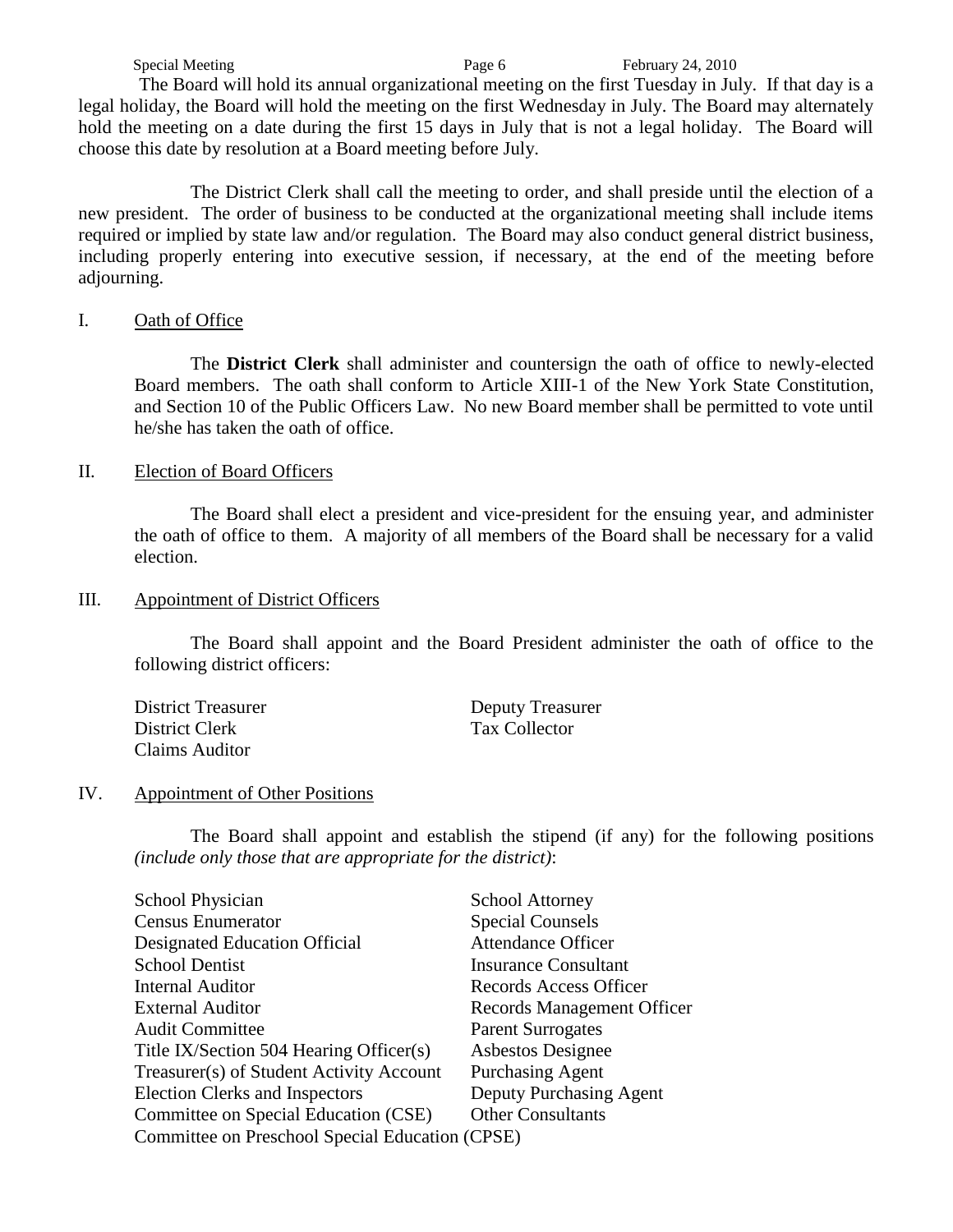The Board will hold its annual organizational meeting on the first Tuesday in July. If that day is a legal holiday, the Board will hold the meeting on the first Wednesday in July. The Board may alternately hold the meeting on a date during the first 15 days in July that is not a legal holiday. The Board will choose this date by resolution at a Board meeting before July.

The District Clerk shall call the meeting to order, and shall preside until the election of a new president. The order of business to be conducted at the organizational meeting shall include items required or implied by state law and/or regulation. The Board may also conduct general district business, including properly entering into executive session, if necessary, at the end of the meeting before adjourning.

## I. Oath of Office

The **District Clerk** shall administer and countersign the oath of office to newly-elected Board members. The oath shall conform to Article XIII-1 of the New York State Constitution, and Section 10 of the Public Officers Law. No new Board member shall be permitted to vote until he/she has taken the oath of office.

## II. Election of Board Officers

The Board shall elect a president and vice-president for the ensuing year, and administer the oath of office to them. A majority of all members of the Board shall be necessary for a valid election.

## III. Appointment of District Officers

The Board shall appoint and the Board President administer the oath of office to the following district officers:

- District Treasurer
- Deputy Treasurer
- District Clerk
- Tax Collector
- Claims Auditor

## IV. Appointment of Other Positions

The Board shall appoint and establish the stipend (if any) for the following positions *(include only those that are appropriate for the district)*:

- School Physician
- School Attorney
- Census Enumerator
- Special Counsels
- Designated Education Official
- Attendance Officer
- School Dentist
- Insurance Consultant
- Internal Auditor
- Records Access Officer
- External Auditor
- Records Management Officer
- Audit Committee
- Parent Surrogates
- Title IX/Section 504 Hearing Officer(s)
- Asbestos Designee
- Treasurer(s) of Student Activity Account
- Purchasing Agent
- Election Clerks and Inspectors
- Deputy Purchasing Agent
- Committee on Special Education (CSE)
- Other Consultants
- Committee on Preschool Special Education (CPSE)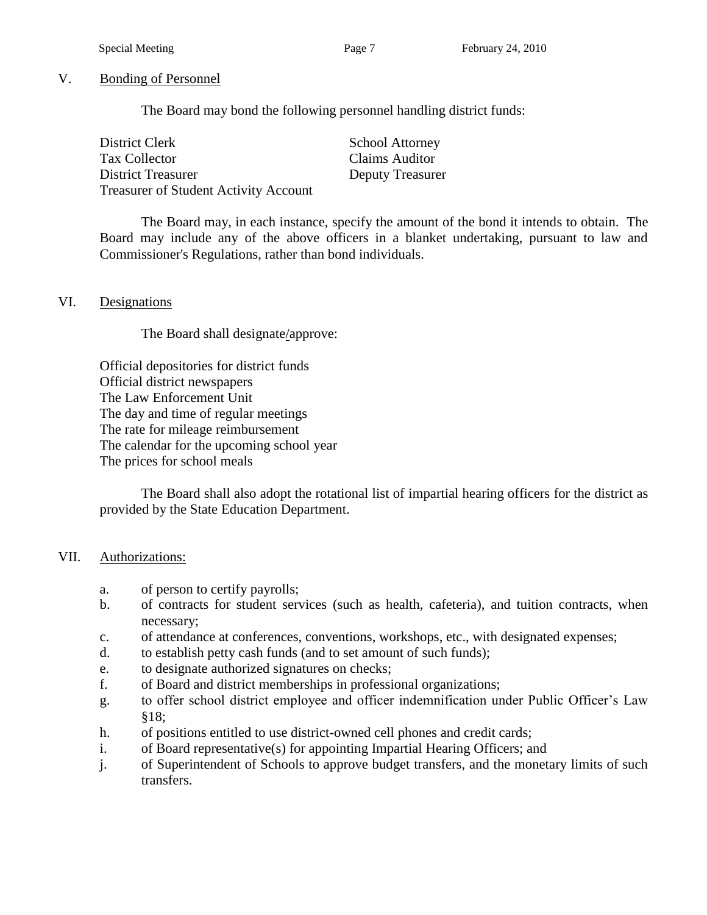## V. Bonding of Personnel

The Board may bond the following personnel handling district funds:

District Clerk
Tax Collector
District Treasurer
Treasurer of Student Activity Account
School Attorney
Claims Auditor
Deputy Treasurer

The Board may, in each instance, specify the amount of the bond it intends to obtain. The Board may include any of the above officers in a blanket undertaking, pursuant to law and Commissioner's Regulations, rather than bond individuals.

## VI. Designations

The Board shall designate/approve:

Official depositories for district funds
Official district newspapers
The Law Enforcement Unit
The day and time of regular meetings
The rate for mileage reimbursement
The calendar for the upcoming school year
The prices for school meals

The Board shall also adopt the rotational list of impartial hearing officers for the district as provided by the State Education Department.

## VII. Authorizations:

a. of person to certify payrolls;
b. of contracts for student services (such as health, cafeteria), and tuition contracts, when necessary;
c. of attendance at conferences, conventions, workshops, etc., with designated expenses;
d. to establish petty cash funds (and to set amount of such funds);
e. to designate authorized signatures on checks;
f. of Board and district memberships in professional organizations;
g. to offer school district employee and officer indemnification under Public Officer's Law §18;
h. of positions entitled to use district-owned cell phones and credit cards;
i. of Board representative(s) for appointing Impartial Hearing Officers; and
j. of Superintendent of Schools to approve budget transfers, and the monetary limits of such transfers.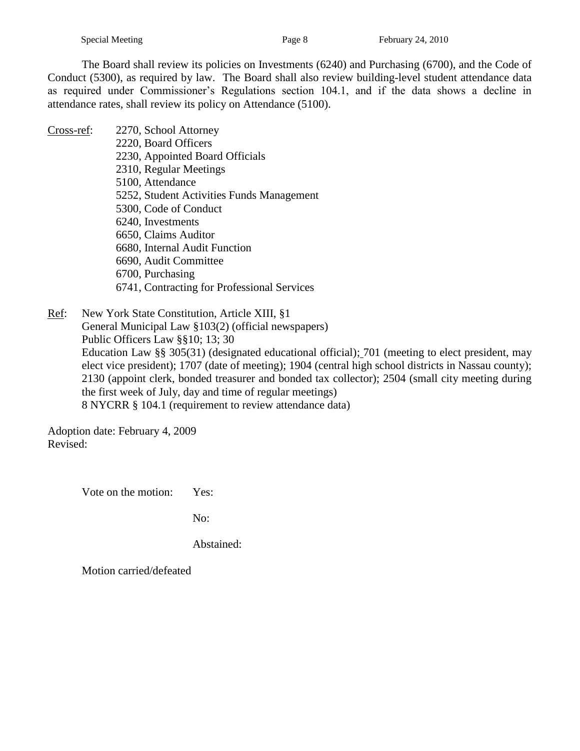The Board shall review its policies on Investments (6240) and Purchasing (6700), and the Code of Conduct (5300), as required by law. The Board shall also review building-level student attendance data as required under Commissioner's Regulations section 104.1, and if the data shows a decline in attendance rates, shall review its policy on Attendance (5100).

Cross-ref:
2270, School Attorney
2220, Board Officers
2230, Appointed Board Officials
2310, Regular Meetings
5100, Attendance
5252, Student Activities Funds Management
5300, Code of Conduct
6240, Investments
6650, Claims Auditor
6680, Internal Audit Function
6690, Audit Committee
6700, Purchasing
6741, Contracting for Professional Services

Ref:
New York State Constitution, Article XIII, §1
General Municipal Law §103(2) (official newspapers)
Public Officers Law §§10; 13; 30
Education Law §§ 305(31) (designated educational official); 701 (meeting to elect president, may elect vice president); 1707 (date of meeting); 1904 (central high school districts in Nassau county); 2130 (appoint clerk, bonded treasurer and bonded tax collector); 2504 (small city meeting during the first week of July, day and time of regular meetings)
8 NYCRR § 104.1 (requirement to review attendance data)

Adoption date: February 4, 2009
Revised:

Vote on the motion: Yes:

No:

Abstained:

Motion carried/defeated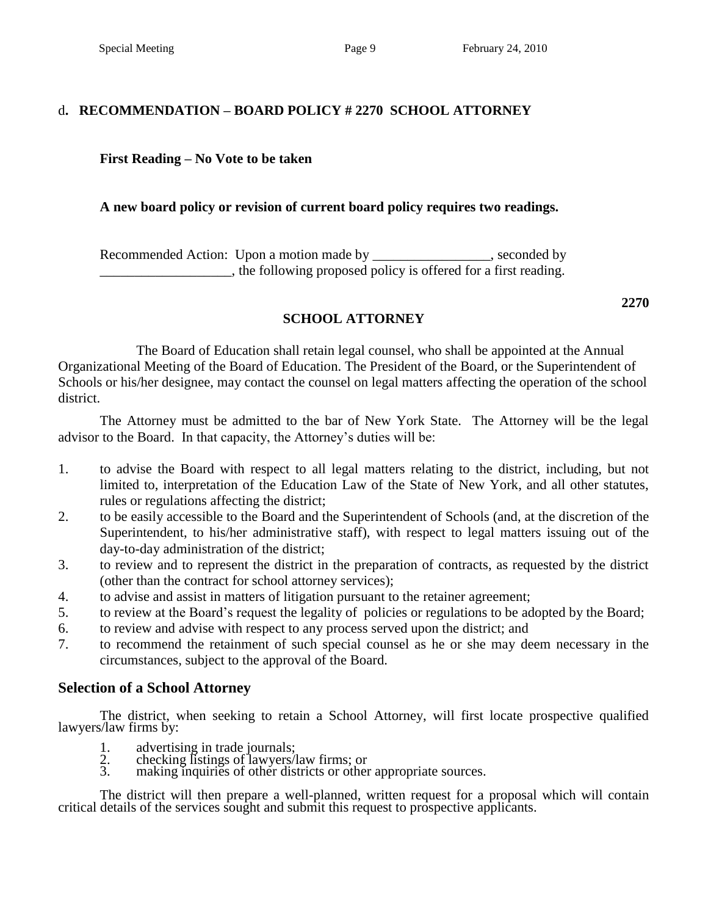## d. RECOMMENDATION – BOARD POLICY # 2270 SCHOOL ATTORNEY

**First Reading – No Vote to be taken**

**A new board policy or revision of current board policy requires two readings.**

Recommended Action: Upon a motion made by _________________, seconded by ___________________, the following proposed policy is offered for a first reading.

**2270**

### SCHOOL ATTORNEY

The Board of Education shall retain legal counsel, who shall be appointed at the Annual Organizational Meeting of the Board of Education. The President of the Board, or the Superintendent of Schools or his/her designee, may contact the counsel on legal matters affecting the operation of the school district.

The Attorney must be admitted to the bar of New York State. The Attorney will be the legal advisor to the Board. In that capacity, the Attorney's duties will be:

1. to advise the Board with respect to all legal matters relating to the district, including, but not limited to, interpretation of the Education Law of the State of New York, and all other statutes, rules or regulations affecting the district;
2. to be easily accessible to the Board and the Superintendent of Schools (and, at the discretion of the Superintendent, to his/her administrative staff), with respect to legal matters issuing out of the day-to-day administration of the district;
3. to review and to represent the district in the preparation of contracts, as requested by the district (other than the contract for school attorney services);
4. to advise and assist in matters of litigation pursuant to the retainer agreement;
5. to review at the Board's request the legality of policies or regulations to be adopted by the Board;
6. to review and advise with respect to any process served upon the district; and
7. to recommend the retainment of such special counsel as he or she may deem necessary in the circumstances, subject to the approval of the Board.

### Selection of a School Attorney

The district, when seeking to retain a School Attorney, will first locate prospective qualified lawyers/law firms by:

1. advertising in trade journals;
2. checking listings of lawyers/law firms; or
3. making inquiries of other districts or other appropriate sources.

The district will then prepare a well-planned, written request for a proposal which will contain critical details of the services sought and submit this request to prospective applicants.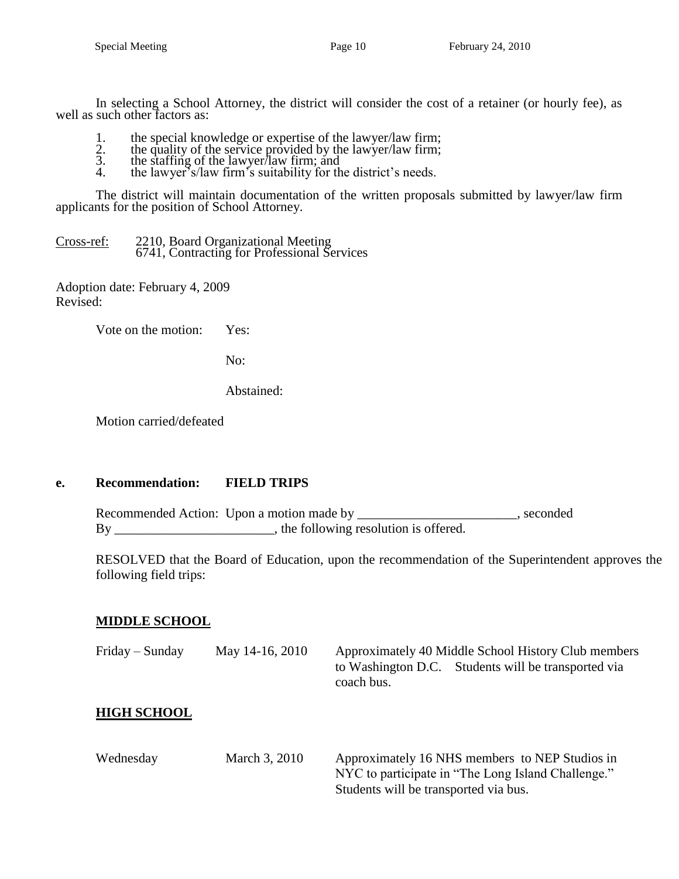In selecting a School Attorney, the district will consider the cost of a retainer (or hourly fee), as well as such other factors as:

1. the special knowledge or expertise of the lawyer/law firm;
2. the quality of the service provided by the lawyer/law firm;
3. the staffing of the lawyer/law firm; and
4. the lawyer's/law firm's suitability for the district's needs.

The district will maintain documentation of the written proposals submitted by lawyer/law firm applicants for the position of School Attorney.

Cross-ref: 2210, Board Organizational Meeting
6741, Contracting for Professional Services

Adoption date: February 4, 2009
Revised:

Vote on the motion: Yes:

No:

Abstained:

Motion carried/defeated

**e. Recommendation: FIELD TRIPS**

Recommended Action: Upon a motion made by ________________________, seconded By ________________________, the following resolution is offered.

RESOLVED that the Board of Education, upon the recommendation of the Superintendent approves the following field trips:

**MIDDLE SCHOOL**

| | | |
|---|---|---|
| Friday – Sunday | May 14-16, 2010 | Approximately 40 Middle School History Club members to Washington D.C. Students will be transported via coach bus. |

**HIGH SCHOOL**

| | | |
|---|---|---|
| Wednesday | March 3, 2010 | Approximately 16 NHS members to NEP Studios in NYC to participate in "The Long Island Challenge." Students will be transported via bus. |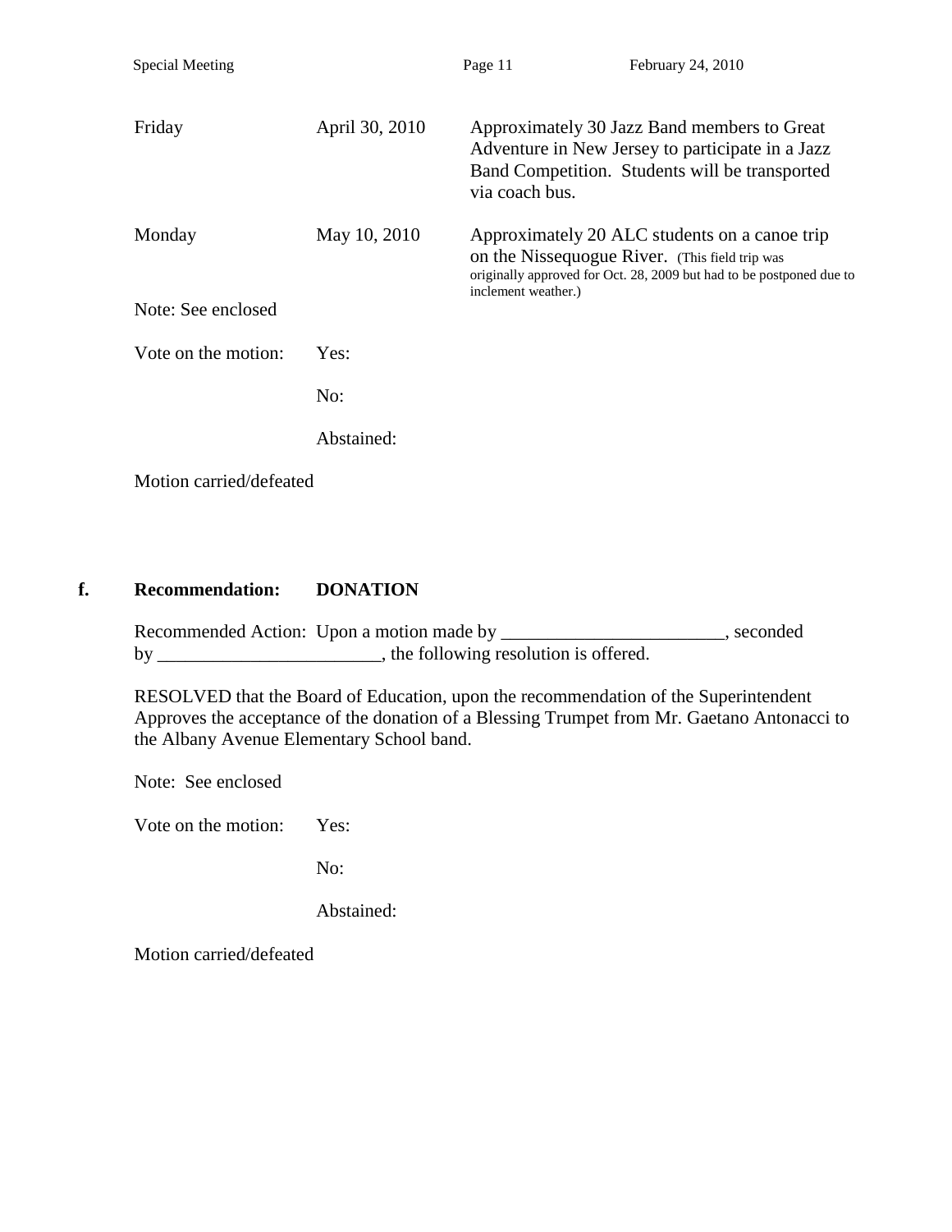| | | |
|---|---|---|
| Friday | April 30, 2010 | Approximately 30 Jazz Band members to Great Adventure in New Jersey to participate in a Jazz Band Competition. Students will be transported via coach bus. |
| Monday | May 10, 2010 | Approximately 20 ALC students on a canoe trip on the Nissequogue River. (This field trip was originally approved for Oct. 28, 2009 but had to be postponed due to inclement weather.) |

Note: See enclosed

Vote on the motion: Yes:

No:

Abstained:

Motion carried/defeated

**f. Recommendation: DONATION**

Recommended Action: Upon a motion made by ________________________, seconded by ________________________, the following resolution is offered.

RESOLVED that the Board of Education, upon the recommendation of the Superintendent Approves the acceptance of the donation of a Blessing Trumpet from Mr. Gaetano Antonacci to the Albany Avenue Elementary School band.

Note: See enclosed

Vote on the motion: Yes:

No:

Abstained:

Motion carried/defeated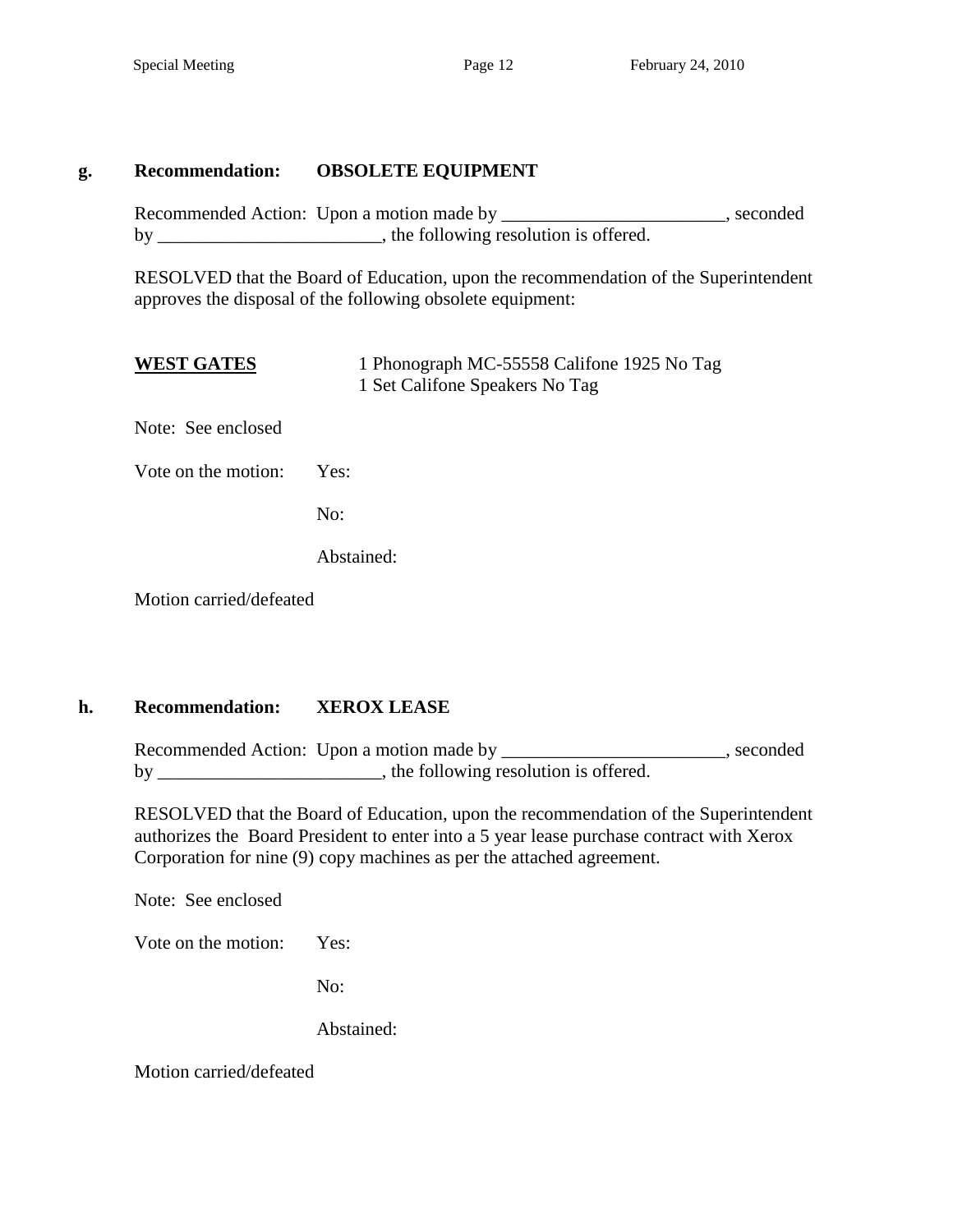**g. Recommendation: OBSOLETE EQUIPMENT**

Recommended Action: Upon a motion made by ________________________, seconded by ________________________, the following resolution is offered.

RESOLVED that the Board of Education, upon the recommendation of the Superintendent approves the disposal of the following obsolete equipment:

**WEST GATES** 1 Phonograph MC-55558 Califone 1925 No Tag
1 Set Califone Speakers No Tag

Note: See enclosed

Vote on the motion: Yes:

No:

Abstained:

Motion carried/defeated

**h. Recommendation: XEROX LEASE**

Recommended Action: Upon a motion made by ________________________, seconded by ________________________, the following resolution is offered.

RESOLVED that the Board of Education, upon the recommendation of the Superintendent authorizes the Board President to enter into a 5 year lease purchase contract with Xerox Corporation for nine (9) copy machines as per the attached agreement.

Note: See enclosed

Vote on the motion: Yes:

No:

Abstained:

Motion carried/defeated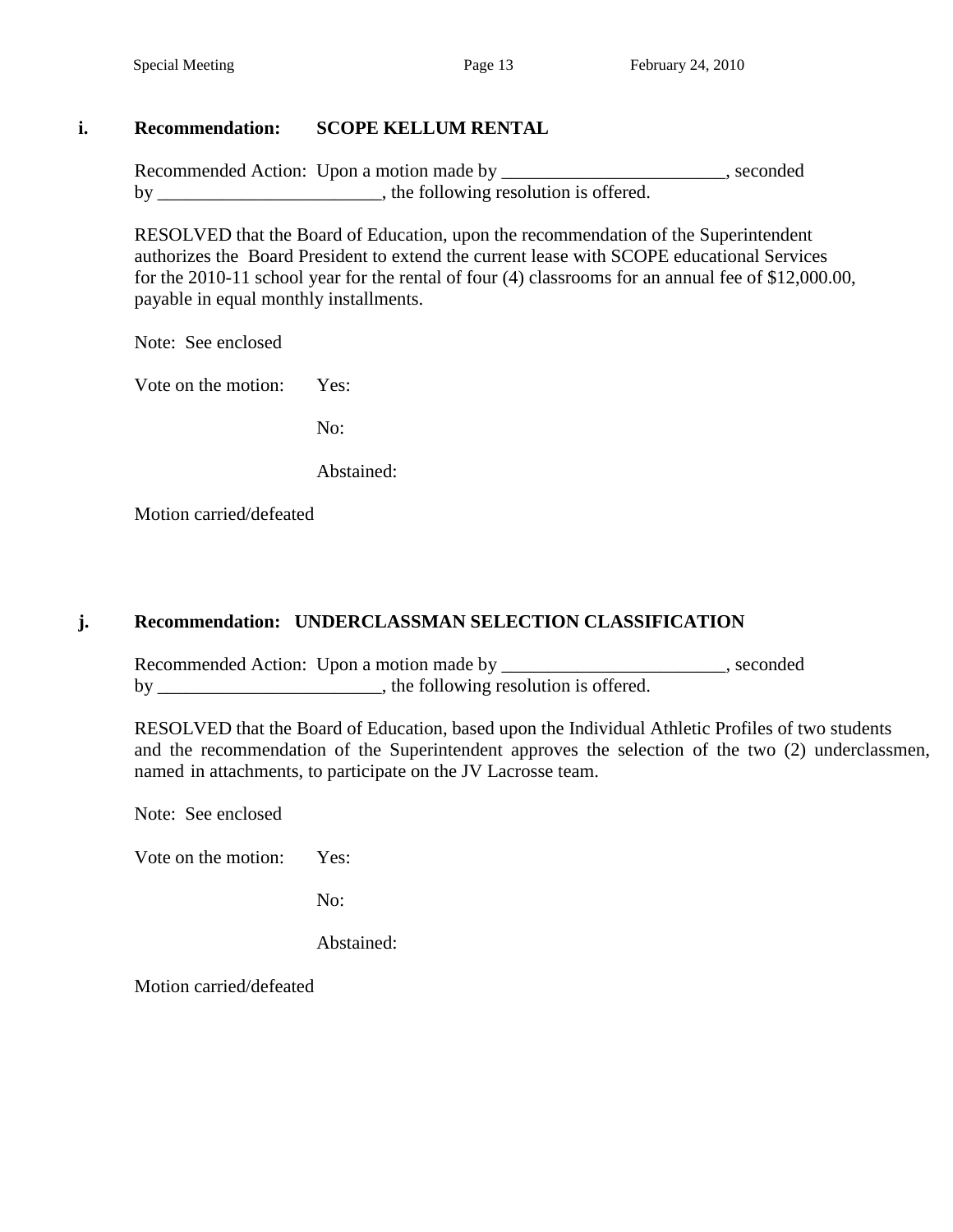**i. Recommendation: SCOPE KELLUM RENTAL**

Recommended Action: Upon a motion made by ________________________, seconded by ________________________, the following resolution is offered.

RESOLVED that the Board of Education, upon the recommendation of the Superintendent authorizes the Board President to extend the current lease with SCOPE educational Services for the 2010-11 school year for the rental of four (4) classrooms for an annual fee of $12,000.00, payable in equal monthly installments.

Note: See enclosed

Vote on the motion: Yes:

No:

Abstained:

Motion carried/defeated

**j. Recommendation: UNDERCLASSMAN SELECTION CLASSIFICATION**

Recommended Action: Upon a motion made by ________________________, seconded by ________________________, the following resolution is offered.

RESOLVED that the Board of Education, based upon the Individual Athletic Profiles of two students and the recommendation of the Superintendent approves the selection of the two (2) underclassmen, named in attachments, to participate on the JV Lacrosse team.

Note: See enclosed

Vote on the motion: Yes:

No:

Abstained:

Motion carried/defeated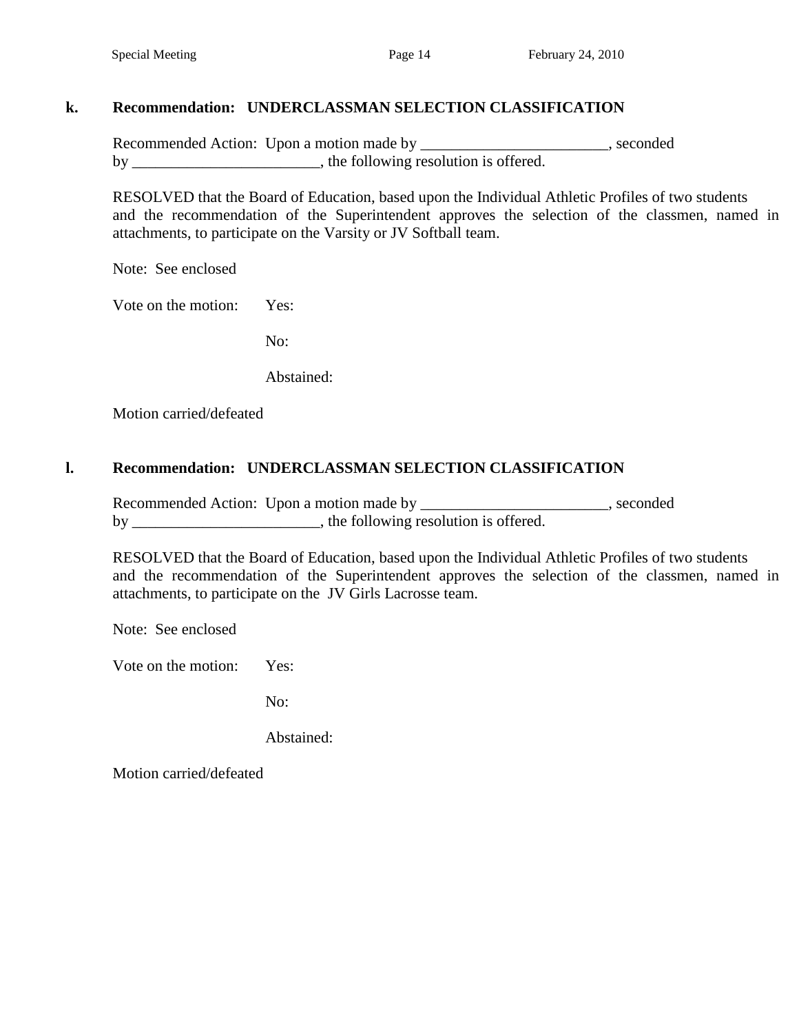**k. Recommendation: UNDERCLASSMAN SELECTION CLASSIFICATION**

Recommended Action: Upon a motion made by ________________________, seconded by ________________________, the following resolution is offered.

RESOLVED that the Board of Education, based upon the Individual Athletic Profiles of two students and the recommendation of the Superintendent approves the selection of the classmen, named in attachments, to participate on the Varsity or JV Softball team.

Note: See enclosed

Vote on the motion: Yes:

No:

Abstained:

Motion carried/defeated

**l. Recommendation: UNDERCLASSMAN SELECTION CLASSIFICATION**

Recommended Action: Upon a motion made by ________________________, seconded by ________________________, the following resolution is offered.

RESOLVED that the Board of Education, based upon the Individual Athletic Profiles of two students and the recommendation of the Superintendent approves the selection of the classmen, named in attachments, to participate on the JV Girls Lacrosse team.

Note: See enclosed

Vote on the motion: Yes:

No:

Abstained:

Motion carried/defeated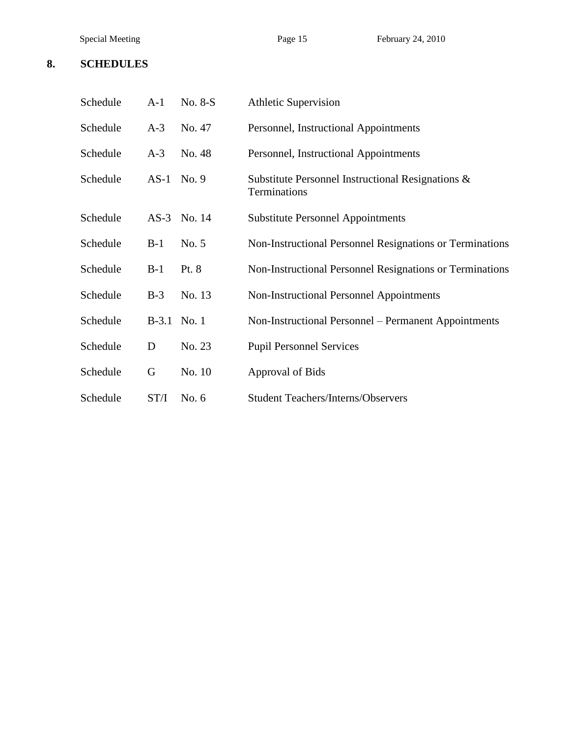## 8. SCHEDULES

| | | | |
|---|---|---|---|
| Schedule | A-1 | No. 8-S | Athletic Supervision |
| Schedule | A-3 | No. 47 | Personnel, Instructional Appointments |
| Schedule | A-3 | No. 48 | Personnel, Instructional Appointments |
| Schedule | AS-1 | No. 9 | Substitute Personnel Instructional Resignations & Terminations |
| Schedule | AS-3 | No. 14 | Substitute Personnel Appointments |
| Schedule | B-1 | No. 5 | Non-Instructional Personnel Resignations or Terminations |
| Schedule | B-1 | Pt. 8 | Non-Instructional Personnel Resignations or Terminations |
| Schedule | B-3 | No. 13 | Non-Instructional Personnel Appointments |
| Schedule | B-3.1 | No. 1 | Non-Instructional Personnel – Permanent Appointments |
| Schedule | D | No. 23 | Pupil Personnel Services |
| Schedule | G | No. 10 | Approval of Bids |
| Schedule | ST/I | No. 6 | Student Teachers/Interns/Observers |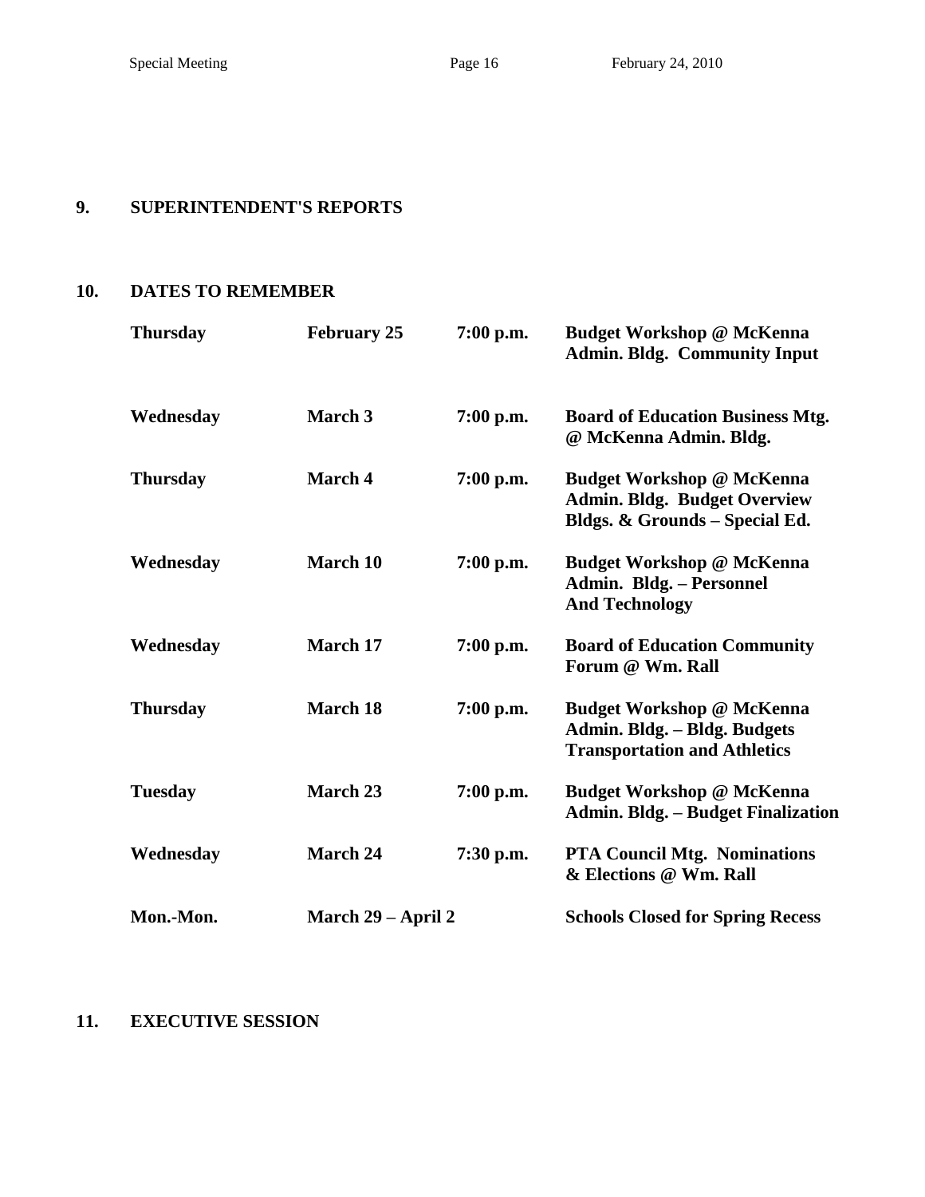## 9. SUPERINTENDENT'S REPORTS

## 10. DATES TO REMEMBER

| | | | |
|---|---|---|---|
| **Thursday** | **February 25** | **7:00 p.m.** | **Budget Workshop @ McKenna Admin. Bldg. Community Input** |
| **Wednesday** | **March 3** | **7:00 p.m.** | **Board of Education Business Mtg. @ McKenna Admin. Bldg.** |
| **Thursday** | **March 4** | **7:00 p.m.** | **Budget Workshop @ McKenna Admin. Bldg. Budget Overview Bldgs. & Grounds – Special Ed.** |
| **Wednesday** | **March 10** | **7:00 p.m.** | **Budget Workshop @ McKenna Admin. Bldg. – Personnel And Technology** |
| **Wednesday** | **March 17** | **7:00 p.m.** | **Board of Education Community Forum @ Wm. Rall** |
| **Thursday** | **March 18** | **7:00 p.m.** | **Budget Workshop @ McKenna Admin. Bldg. – Bldg. Budgets Transportation and Athletics** |
| **Tuesday** | **March 23** | **7:00 p.m.** | **Budget Workshop @ McKenna Admin. Bldg. – Budget Finalization** |
| **Wednesday** | **March 24** | **7:30 p.m.** | **PTA Council Mtg. Nominations & Elections @ Wm. Rall** |
| **Mon.-Mon.** | **March 29 – April 2** | | **Schools Closed for Spring Recess** |

## 11. EXECUTIVE SESSION